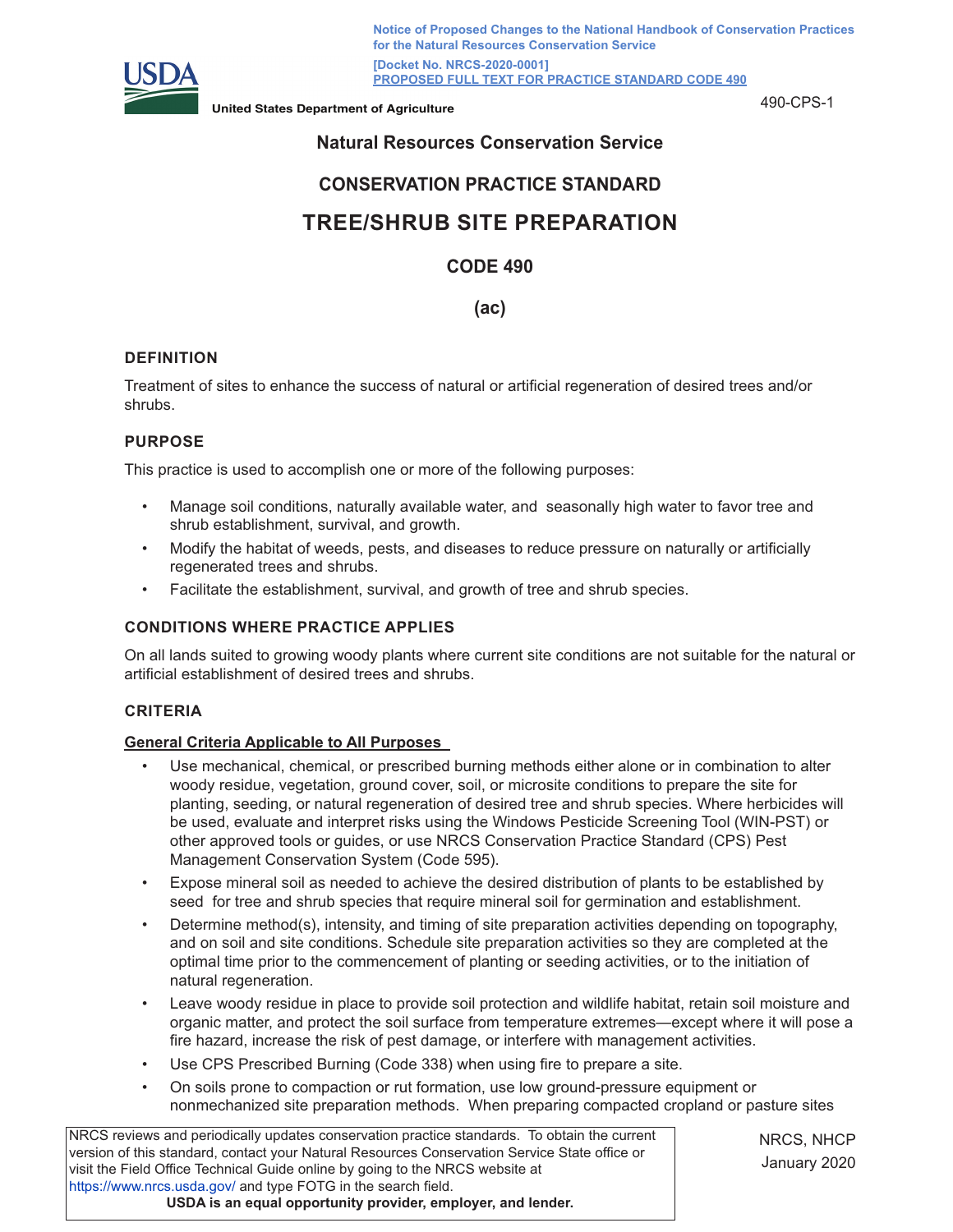Notice of Proposed Changes to the National Handbook of Conservation Practices for the Natural Resources Conservation Service

[Docket No. NRCS-2020-0001]

PROPOSED FULL TEXT FOR PRACTICE STANDARD CODE 490

United States Department of Agriculture

# Natural Resources Conservation Service

# CONSERVATION PRACTICE STANDARD

# TREE/SHRUB SITE PREPARATION

## CODE 490

## (ac)

### DEFINITION

Treatment of sites to enhance the success of natural or artificial regeneration of desired trees and/or shrubs.

### PURPOSE

This practice is used to accomplish one or more of the following purposes:

- Manage soil conditions, naturally available water, and seasonally high water to favor tree and shrub establishment, survival, and growth.
- Modify the habitat of weeds, pests, and diseases to reduce pressure on naturally or artificially regenerated trees and shrubs.
- Facilitate the establishment, survival, and growth of tree and shrub species.

### CONDITIONS WHERE PRACTICE APPLIES

On all lands suited to growing woody plants where current site conditions are not suitable for the natural or artificial establishment of desired trees and shrubs.

### CRITERIA

**General Criteria Applicable to All Purposes**

- Use mechanical, chemical, or prescribed burning methods either alone or in combination to alter woody residue, vegetation, ground cover, soil, or microsite conditions to prepare the site for planting, seeding, or natural regeneration of desired tree and shrub species. Where herbicides will be used, evaluate and interpret risks using the Windows Pesticide Screening Tool (WIN-PST) or other approved tools or guides, or use NRCS Conservation Practice Standard (CPS) Pest Management Conservation System (Code 595).
- Expose mineral soil as needed to achieve the desired distribution of plants to be established by seed for tree and shrub species that require mineral soil for germination and establishment.
- Determine method(s), intensity, and timing of site preparation activities depending on topography, and on soil and site conditions. Schedule site preparation activities so they are completed at the optimal time prior to the commencement of planting or seeding activities, or to the initiation of natural regeneration.
- Leave woody residue in place to provide soil protection and wildlife habitat, retain soil moisture and organic matter, and protect the soil surface from temperature extremes—except where it will pose a fire hazard, increase the risk of pest damage, or interfere with management activities.
- Use CPS Prescribed Burning (Code 338) when using fire to prepare a site.
- On soils prone to compaction or rut formation, use low ground-pressure equipment or nonmechanized site preparation methods. When preparing compacted cropland or pasture sites

NRCS reviews and periodically updates conservation practice standards. To obtain the current version of this standard, contact your Natural Resources Conservation Service State office or visit the Field Office Technical Guide online by going to the NRCS website at https://www.nrcs.usda.gov/ and type FOTG in the search field.

**USDA is an equal opportunity provider, employer, and lender.**

NRCS, NHCP
January 2020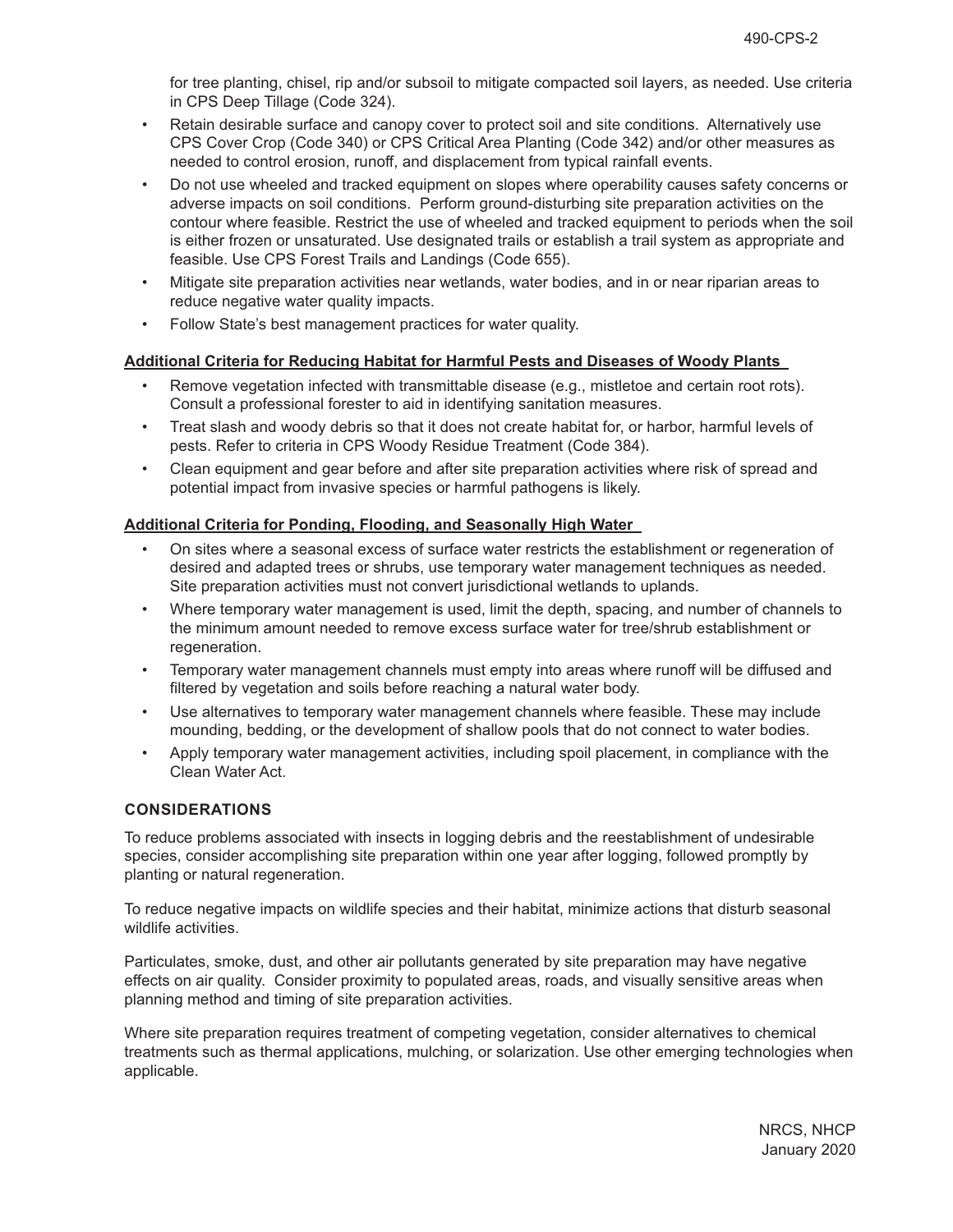for tree planting, chisel, rip and/or subsoil to mitigate compacted soil layers, as needed. Use criteria in CPS Deep Tillage (Code 324).

- Retain desirable surface and canopy cover to protect soil and site conditions. Alternatively use CPS Cover Crop (Code 340) or CPS Critical Area Planting (Code 342) and/or other measures as needed to control erosion, runoff, and displacement from typical rainfall events.
- Do not use wheeled and tracked equipment on slopes where operability causes safety concerns or adverse impacts on soil conditions. Perform ground-disturbing site preparation activities on the contour where feasible. Restrict the use of wheeled and tracked equipment to periods when the soil is either frozen or unsaturated. Use designated trails or establish a trail system as appropriate and feasible. Use CPS Forest Trails and Landings (Code 655).
- Mitigate site preparation activities near wetlands, water bodies, and in or near riparian areas to reduce negative water quality impacts.
- Follow State's best management practices for water quality.

**Additional Criteria for Reducing Habitat for Harmful Pests and Diseases of Woody Plants**

- Remove vegetation infected with transmittable disease (e.g., mistletoe and certain root rots). Consult a professional forester to aid in identifying sanitation measures.
- Treat slash and woody debris so that it does not create habitat for, or harbor, harmful levels of pests. Refer to criteria in CPS Woody Residue Treatment (Code 384).
- Clean equipment and gear before and after site preparation activities where risk of spread and potential impact from invasive species or harmful pathogens is likely.

**Additional Criteria for Ponding, Flooding, and Seasonally High Water**

- On sites where a seasonal excess of surface water restricts the establishment or regeneration of desired and adapted trees or shrubs, use temporary water management techniques as needed. Site preparation activities must not convert jurisdictional wetlands to uplands.
- Where temporary water management is used, limit the depth, spacing, and number of channels to the minimum amount needed to remove excess surface water for tree/shrub establishment or regeneration.
- Temporary water management channels must empty into areas where runoff will be diffused and filtered by vegetation and soils before reaching a natural water body.
- Use alternatives to temporary water management channels where feasible. These may include mounding, bedding, or the development of shallow pools that do not connect to water bodies.
- Apply temporary water management activities, including spoil placement, in compliance with the Clean Water Act.

## CONSIDERATIONS

To reduce problems associated with insects in logging debris and the reestablishment of undesirable species, consider accomplishing site preparation within one year after logging, followed promptly by planting or natural regeneration.

To reduce negative impacts on wildlife species and their habitat, minimize actions that disturb seasonal wildlife activities.

Particulates, smoke, dust, and other air pollutants generated by site preparation may have negative effects on air quality. Consider proximity to populated areas, roads, and visually sensitive areas when planning method and timing of site preparation activities.

Where site preparation requires treatment of competing vegetation, consider alternatives to chemical treatments such as thermal applications, mulching, or solarization. Use other emerging technologies when applicable.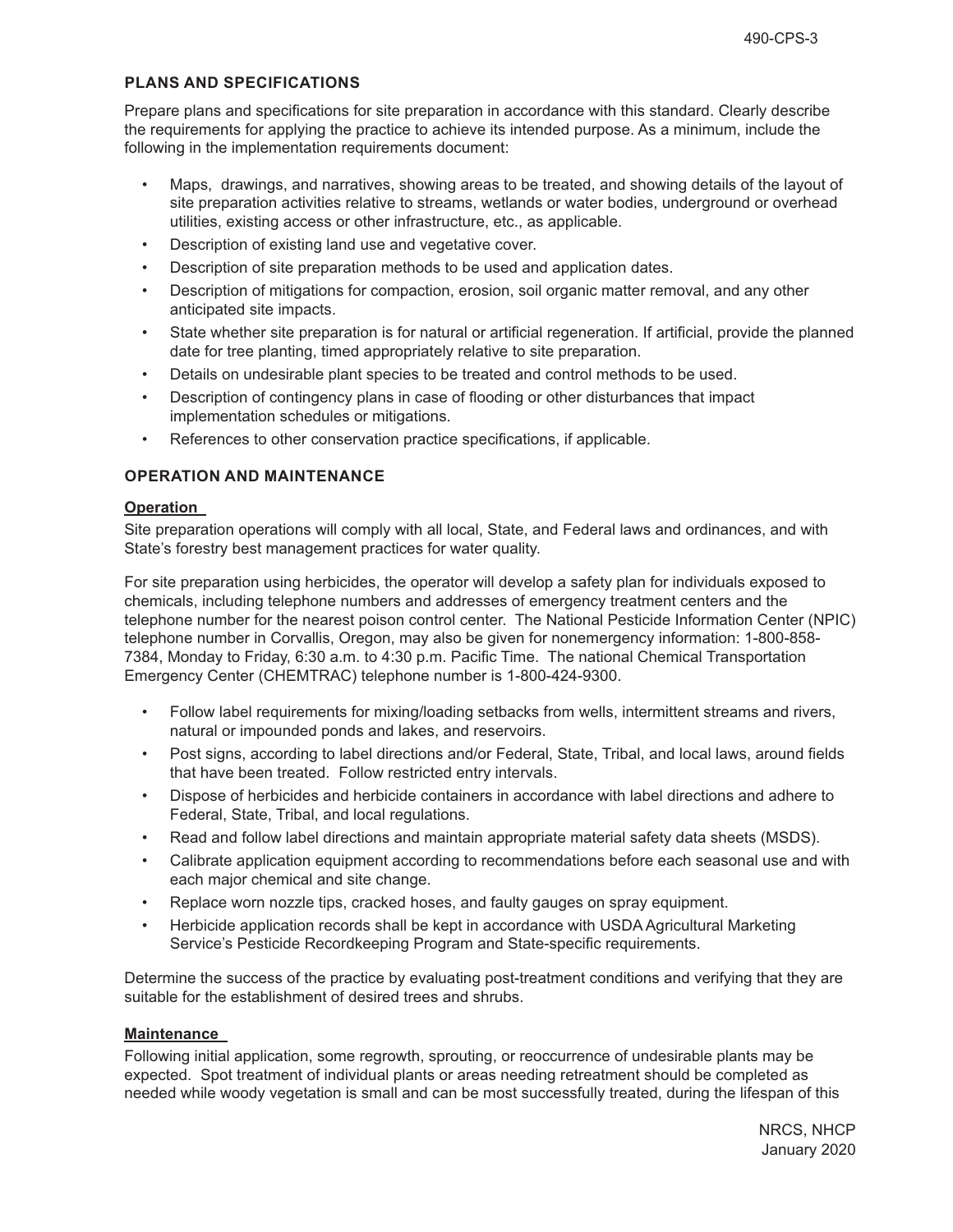## PLANS AND SPECIFICATIONS

Prepare plans and specifications for site preparation in accordance with this standard. Clearly describe the requirements for applying the practice to achieve its intended purpose. As a minimum, include the following in the implementation requirements document:

- Maps, drawings, and narratives, showing areas to be treated, and showing details of the layout of site preparation activities relative to streams, wetlands or water bodies, underground or overhead utilities, existing access or other infrastructure, etc., as applicable.
- Description of existing land use and vegetative cover.
- Description of site preparation methods to be used and application dates.
- Description of mitigations for compaction, erosion, soil organic matter removal, and any other anticipated site impacts.
- State whether site preparation is for natural or artificial regeneration. If artificial, provide the planned date for tree planting, timed appropriately relative to site preparation.
- Details on undesirable plant species to be treated and control methods to be used.
- Description of contingency plans in case of flooding or other disturbances that impact implementation schedules or mitigations.
- References to other conservation practice specifications, if applicable.

## OPERATION AND MAINTENANCE

### Operation

Site preparation operations will comply with all local, State, and Federal laws and ordinances, and with State's forestry best management practices for water quality.

For site preparation using herbicides, the operator will develop a safety plan for individuals exposed to chemicals, including telephone numbers and addresses of emergency treatment centers and the telephone number for the nearest poison control center. The National Pesticide Information Center (NPIC) telephone number in Corvallis, Oregon, may also be given for nonemergency information: 1-800-858-7384, Monday to Friday, 6:30 a.m. to 4:30 p.m. Pacific Time. The national Chemical Transportation Emergency Center (CHEMTRAC) telephone number is 1-800-424-9300.

- Follow label requirements for mixing/loading setbacks from wells, intermittent streams and rivers, natural or impounded ponds and lakes, and reservoirs.
- Post signs, according to label directions and/or Federal, State, Tribal, and local laws, around fields that have been treated. Follow restricted entry intervals.
- Dispose of herbicides and herbicide containers in accordance with label directions and adhere to Federal, State, Tribal, and local regulations.
- Read and follow label directions and maintain appropriate material safety data sheets (MSDS).
- Calibrate application equipment according to recommendations before each seasonal use and with each major chemical and site change.
- Replace worn nozzle tips, cracked hoses, and faulty gauges on spray equipment.
- Herbicide application records shall be kept in accordance with USDA Agricultural Marketing Service's Pesticide Recordkeeping Program and State-specific requirements.

Determine the success of the practice by evaluating post-treatment conditions and verifying that they are suitable for the establishment of desired trees and shrubs.

### Maintenance

Following initial application, some regrowth, sprouting, or reoccurrence of undesirable plants may be expected. Spot treatment of individual plants or areas needing retreatment should be completed as needed while woody vegetation is small and can be most successfully treated, during the lifespan of this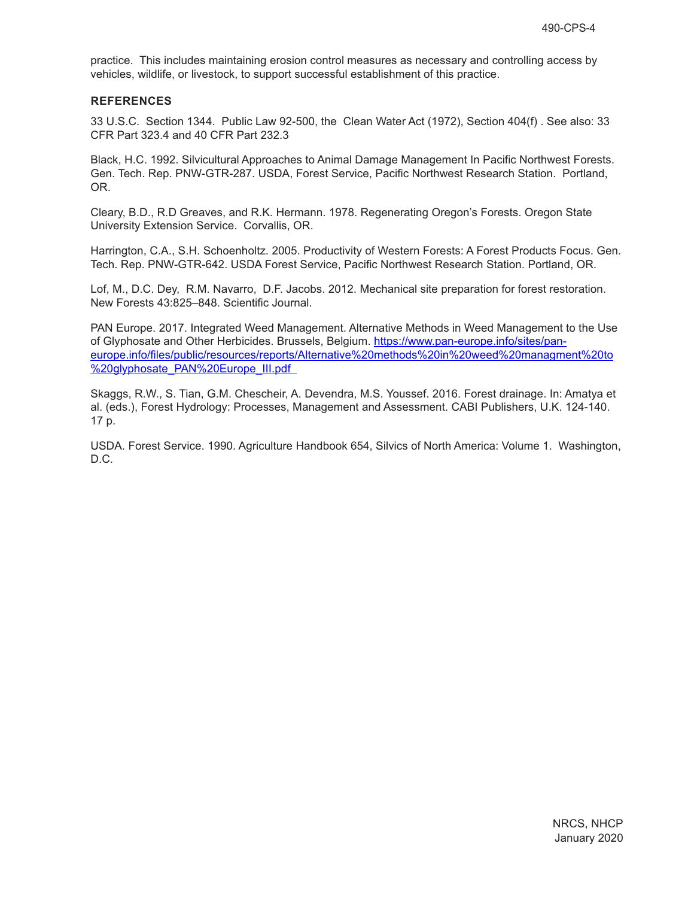practice. This includes maintaining erosion control measures as necessary and controlling access by vehicles, wildlife, or livestock, to support successful establishment of this practice.

## REFERENCES

33 U.S.C. Section 1344. Public Law 92-500, the Clean Water Act (1972), Section 404(f) . See also: 33 CFR Part 323.4 and 40 CFR Part 232.3

Black, H.C. 1992. Silvicultural Approaches to Animal Damage Management In Pacific Northwest Forests. Gen. Tech. Rep. PNW-GTR-287. USDA, Forest Service, Pacific Northwest Research Station. Portland, OR.

Cleary, B.D., R.D Greaves, and R.K. Hermann. 1978. Regenerating Oregon's Forests. Oregon State University Extension Service. Corvallis, OR.

Harrington, C.A., S.H. Schoenholtz. 2005. Productivity of Western Forests: A Forest Products Focus. Gen. Tech. Rep. PNW-GTR-642. USDA Forest Service, Pacific Northwest Research Station. Portland, OR.

Lof, M., D.C. Dey, R.M. Navarro, D.F. Jacobs. 2012. Mechanical site preparation for forest restoration. New Forests 43:825–848. Scientific Journal.

PAN Europe. 2017. Integrated Weed Management. Alternative Methods in Weed Management to the Use of Glyphosate and Other Herbicides. Brussels, Belgium. https://www.pan-europe.info/sites/pan-europe.info/files/public/resources/reports/Alternative%20methods%20in%20weed%20managment%20to%20glyphosate_PAN%20Europe_III.pdf

Skaggs, R.W., S. Tian, G.M. Chescheir, A. Devendra, M.S. Youssef. 2016. Forest drainage. In: Amatya et al. (eds.), Forest Hydrology: Processes, Management and Assessment. CABI Publishers, U.K. 124-140. 17 p.

USDA. Forest Service. 1990. Agriculture Handbook 654, Silvics of North America: Volume 1. Washington, D.C.